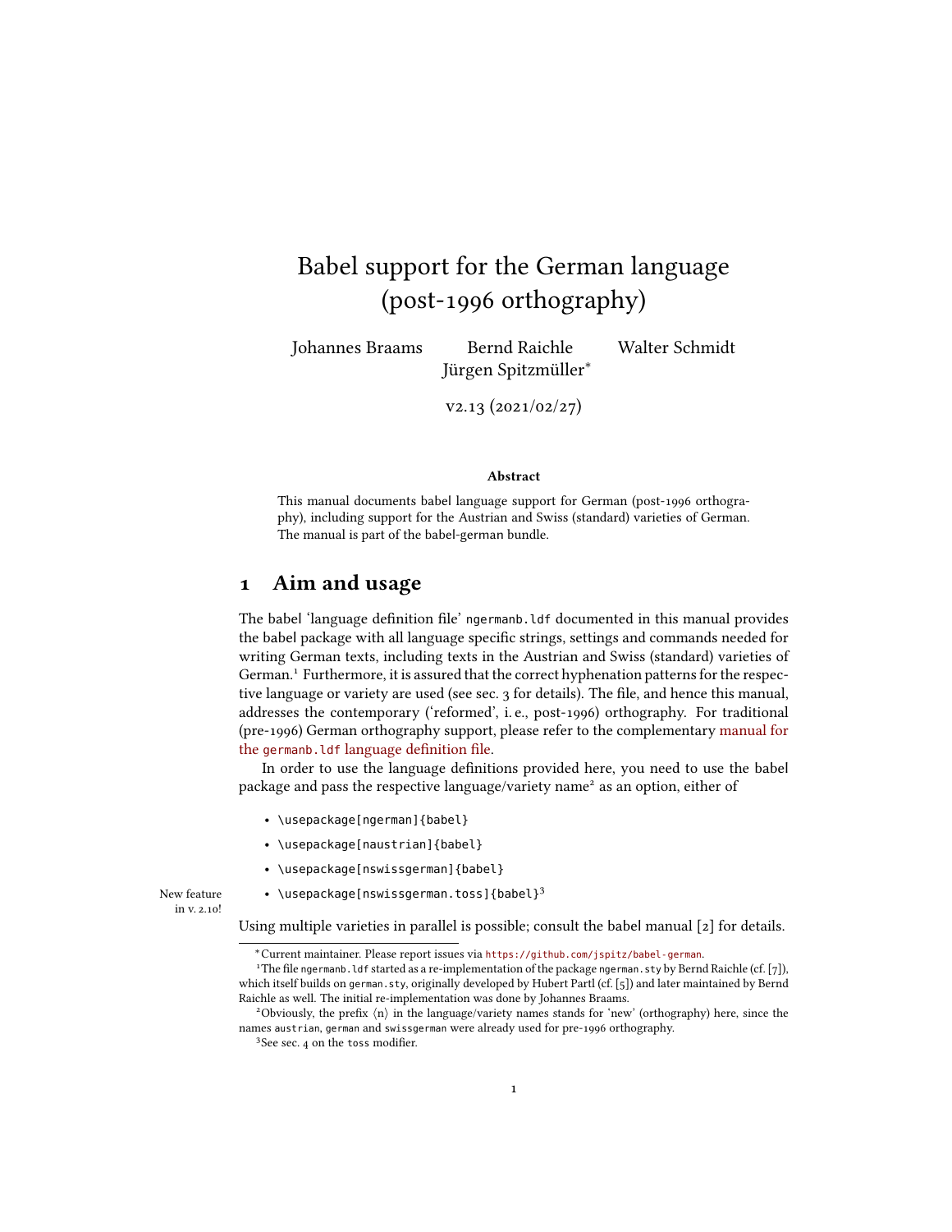# Babel support for the German language (post-1996 orthography)

Johannes Braams  Bernd Raichle  Walter Schmidt  Jürgen Spitzmüller*

v2.13 (2021/02/27)

**Abstract**

This manual documents babel language support for German (post-1996 orthography), including support for the Austrian and Swiss (standard) varieties of German. The manual is part of the babel-german bundle.

## 1 Aim and usage

The babel 'language definition file' `ngermanb.ldf` documented in this manual provides the babel package with all language specific strings, settings and commands needed for writing German texts, including texts in the Austrian and Swiss (standard) varieties of German.[1] Furthermore, it is assured that the correct hyphenation patterns for the respective language or variety are used (see sec. 3 for details). The file, and hence this manual, addresses the contemporary ('reformed', i. e., post-1996) orthography. For traditional (pre-1996) German orthography support, please refer to the complementary manual for the `germanb.ldf` language definition file.

In order to use the language definitions provided here, you need to use the babel package and pass the respective language/variety name[2] as an option, either of

- `\usepackage[ngerman]{babel}`
- `\usepackage[naustrian]{babel}`
- `\usepackage[nswissgerman]{babel}`
- `\usepackage[nswissgerman.toss]{babel}`[3]

New feature in v. 2.10!

Using multiple varieties in parallel is possible; consult the babel manual [2] for details.

---

*Current maintainer. Please report issues via https://github.com/jspitz/babel-german.

[1] The file `ngermanb.ldf` started as a re-implementation of the package `ngerman.sty` by Bernd Raichle (cf. [7]), which itself builds on `german.sty`, originally developed by Hubert Partl (cf. [5]) and later maintained by Bernd Raichle as well. The initial re-implementation was done by Johannes Braams.

[2] Obviously, the prefix ⟨n⟩ in the language/variety names stands for 'new' (orthography) here, since the names `austrian`, `german` and `swissgerman` were already used for pre-1996 orthography.

[3] See sec. 4 on the `toss` modifier.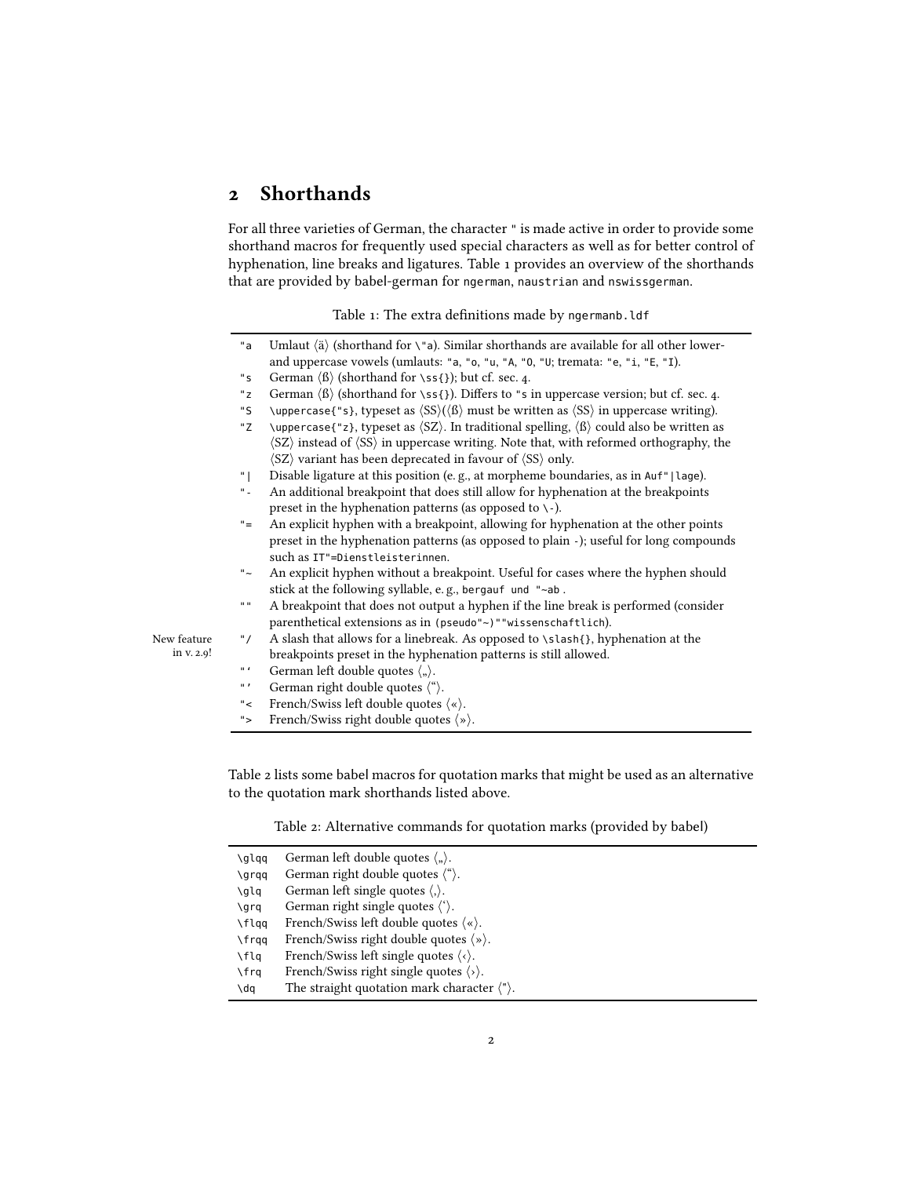## 2 Shorthands

For all three varieties of German, the character `"` is made active in order to provide some shorthand macros for frequently used special characters as well as for better control of hyphenation, line breaks and ligatures. Table 1 provides an overview of the shorthands that are provided by babel-german for `ngerman`, `naustrian` and `nswissgerman`.

Table 1: The extra definitions made by `ngermanb.ldf`

| | |
|---|---|
| `"a` | Umlaut ⟨ä⟩ (shorthand for `\"a`). Similar shorthands are available for all other lower- and uppercase vowels (umlauts: `"a`, `"o`, `"u`, `"A`, `"O`, `"U`; tremata: `"e`, `"i`, `"E`, `"I`). |
| `"s` | German ⟨ß⟩ (shorthand for `\ss{}`); but cf. sec. 4. |
| `"z` | German ⟨ß⟩ (shorthand for `\ss{}`). Differs to `"s` in uppercase version; but cf. sec. 4. |
| `"S` | `\uppercase{"s}`, typeset as ⟨SS⟩(⟨ß⟩ must be written as ⟨SS⟩ in uppercase writing). |
| `"Z` | `\uppercase{"z}`, typeset as ⟨SZ⟩. In traditional spelling, ⟨ß⟩ could also be written as ⟨SZ⟩ instead of ⟨SS⟩ in uppercase writing. Note that, with reformed orthography, the ⟨SZ⟩ variant has been deprecated in favour of ⟨SS⟩ only. |
| `"\|` | Disable ligature at this position (e. g., at morpheme boundaries, as in `Auf"\|lage`). |
| `"-` | An additional breakpoint that does still allow for hyphenation at the breakpoints preset in the hyphenation patterns (as opposed to `\-`). |
| `"=` | An explicit hyphen with a breakpoint, allowing for hyphenation at the other points preset in the hyphenation patterns (as opposed to plain `-`); useful for long compounds such as `IT"=Dienstleisterinnen`. |
| `"~` | An explicit hyphen without a breakpoint. Useful for cases where the hyphen should stick at the following syllable, e. g., `bergauf und "~ab`. |
| `""` | A breakpoint that does not output a hyphen if the line break is performed (consider parenthetical extensions as in `(pseudo"~)""wissenschaftlich`). |
| `"/` | A slash that allows for a linebreak. As opposed to `\slash{}`, hyphenation at the breakpoints preset in the hyphenation patterns is still allowed. (New feature in v. 2.9!) |
| ``"` `` | German left double quotes ⟨„⟩. |
| `"'` | German right double quotes ⟨“⟩. |
| `"<` | French/Swiss left double quotes ⟨«⟩. |
| `">` | French/Swiss right double quotes ⟨»⟩. |

Table 2 lists some babel macros for quotation marks that might be used as an alternative to the quotation mark shorthands listed above.

Table 2: Alternative commands for quotation marks (provided by babel)

| | |
|---|---|
| `\glqq` | German left double quotes ⟨„⟩. |
| `\grqq` | German right double quotes ⟨“⟩. |
| `\glq` | German left single quotes ⟨‚⟩. |
| `\grq` | German right single quotes ⟨‘⟩. |
| `\flqq` | French/Swiss left double quotes ⟨«⟩. |
| `\frqq` | French/Swiss right double quotes ⟨»⟩. |
| `\flq` | French/Swiss left single quotes ⟨‹⟩. |
| `\frq` | French/Swiss right single quotes ⟨›⟩. |
| `\dq` | The straight quotation mark character ⟨"⟩. |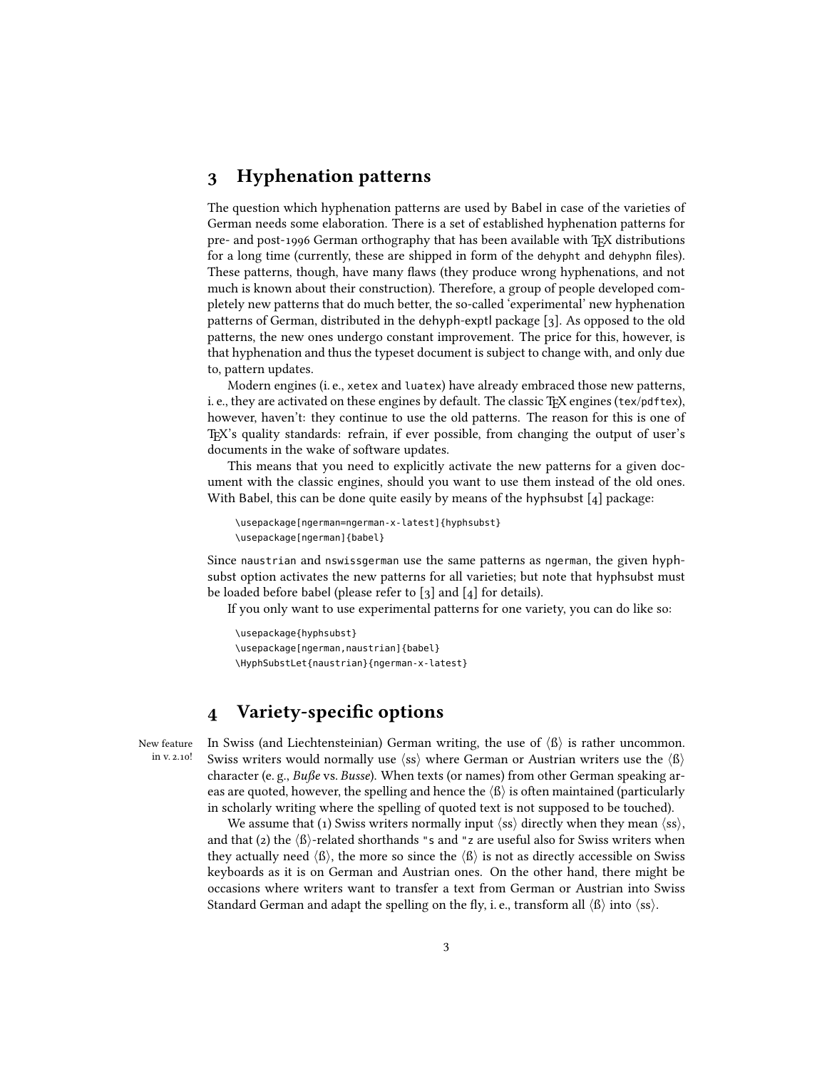## 3 Hyphenation patterns

The question which hyphenation patterns are used by Babel in case of the varieties of German needs some elaboration. There is a set of established hyphenation patterns for pre- and post-1996 German orthography that has been available with TeX distributions for a long time (currently, these are shipped in form of the `dehypht` and `dehyphn` files). These patterns, though, have many flaws (they produce wrong hyphenations, and not much is known about their construction). Therefore, a group of people developed completely new patterns that do much better, the so-called 'experimental' new hyphenation patterns of German, distributed in the dehyph-exptl package [3]. As opposed to the old patterns, the new ones undergo constant improvement. The price for this, however, is that hyphenation and thus the typeset document is subject to change with, and only due to, pattern updates.

Modern engines (i. e., `xetex` and `luatex`) have already embraced those new patterns, i. e., they are activated on these engines by default. The classic TeX engines (`tex`/`pdftex`), however, haven't: they continue to use the old patterns. The reason for this is one of TeX's quality standards: refrain, if ever possible, from changing the output of user's documents in the wake of software updates.

This means that you need to explicitly activate the new patterns for a given document with the classic engines, should you want to use them instead of the old ones. With Babel, this can be done quite easily by means of the hyphsubst [4] package:

```
\usepackage[ngerman=ngerman-x-latest]{hyphsubst}
\usepackage[ngerman]{babel}
```

Since `naustrian` and `nswissgerman` use the same patterns as `ngerman`, the given hyphsubst option activates the new patterns for all varieties; but note that hyphsubst must be loaded before babel (please refer to [3] and [4] for details).

If you only want to use experimental patterns for one variety, you can do like so:

```
\usepackage{hyphsubst}
\usepackage[ngerman,naustrian]{babel}
\HyphSubstLet{naustrian}{ngerman-x-latest}
```

## 4 Variety-specific options

New feature in v. 2.10!

In Swiss (and Liechtensteinian) German writing, the use of ⟨ß⟩ is rather uncommon. Swiss writers would normally use ⟨ss⟩ where German or Austrian writers use the ⟨ß⟩ character (e. g., *Buße* vs. *Busse*). When texts (or names) from other German speaking areas are quoted, however, the spelling and hence the ⟨ß⟩ is often maintained (particularly in scholarly writing where the spelling of quoted text is not supposed to be touched).

We assume that (1) Swiss writers normally input ⟨ss⟩ directly when they mean ⟨ss⟩, and that (2) the ⟨ß⟩-related shorthands `"s` and `"z` are useful also for Swiss writers when they actually need ⟨ß⟩, the more so since the ⟨ß⟩ is not as directly accessible on Swiss keyboards as it is on German and Austrian ones. On the other hand, there might be occasions where writers want to transfer a text from German or Austrian into Swiss Standard German and adapt the spelling on the fly, i. e., transform all ⟨ß⟩ into ⟨ss⟩.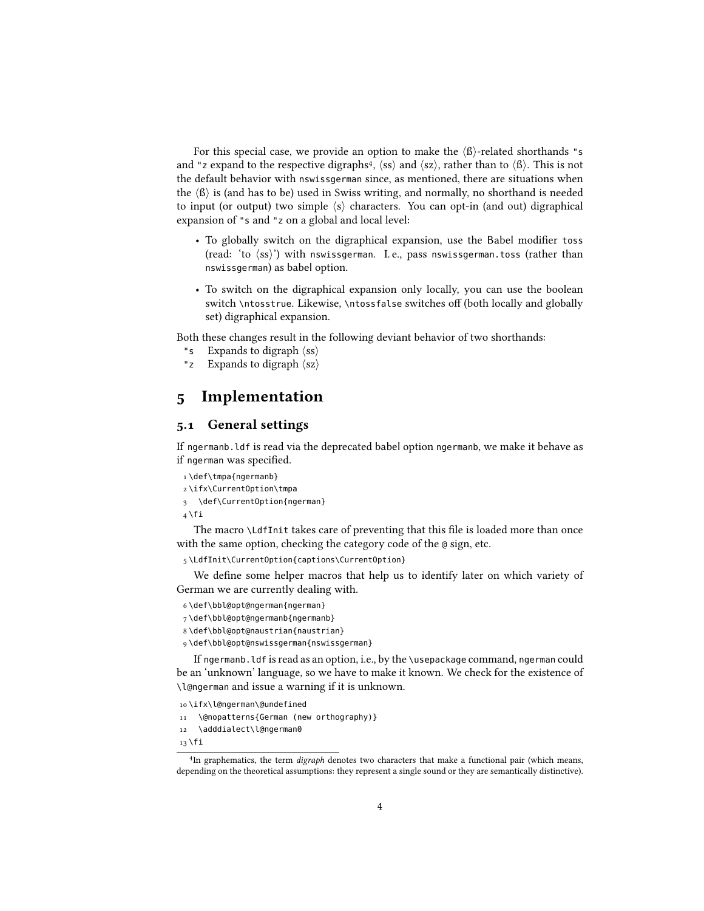For this special case, we provide an option to make the ⟨ß⟩-related shorthands `"s` and `"z` expand to the respective digraphs[4], ⟨ss⟩ and ⟨sz⟩, rather than to ⟨ß⟩. This is not the default behavior with `nswissgerman` since, as mentioned, there are situations when the ⟨ß⟩ is (and has to be) used in Swiss writing, and normally, no shorthand is needed to input (or output) two simple ⟨s⟩ characters. You can opt-in (and out) digraphical expansion of `"s` and `"z` on a global and local level:

- To globally switch on the digraphical expansion, use the Babel modifier `toss` (read: 'to ⟨ss⟩') with `nswissgerman`. I. e., pass `nswissgerman.toss` (rather than `nswissgerman`) as babel option.
- To switch on the digraphical expansion only locally, you can use the boolean switch `\ntosstrue`. Likewise, `\ntossfalse` switches off (both locally and globally set) digraphical expansion.

Both these changes result in the following deviant behavior of two shorthands:

`"s` Expands to digraph ⟨ss⟩
`"z` Expands to digraph ⟨sz⟩

# 5 Implementation

## 5.1 General settings

If `ngermanb.ldf` is read via the deprecated babel option `ngermanb`, we make it behave as if `ngerman` was specified.

```
1 \def\tmpa{ngermanb}
2 \ifx\CurrentOption\tmpa
3   \def\CurrentOption{ngerman}
4 \fi
```

The macro `\LdfInit` takes care of preventing that this file is loaded more than once with the same option, checking the category code of the `@` sign, etc.

```
5 \LdfInit\CurrentOption{captions\CurrentOption}
```

We define some helper macros that help us to identify later on which variety of German we are currently dealing with.

```
6 \def\bbl@opt@ngerman{ngerman}
7 \def\bbl@opt@ngermanb{ngermanb}
8 \def\bbl@opt@naustrian{naustrian}
9 \def\bbl@opt@nswissgerman{nswissgerman}
```

If `ngermanb.ldf` is read as an option, i.e., by the `\usepackage` command, `ngerman` could be an 'unknown' language, so we have to make it known. We check for the existence of `\l@ngerman` and issue a warning if it is unknown.

```
10 \ifx\l@ngerman\@undefined
11   \@nopatterns{German (new orthography)}
12   \adddialect\l@ngerman0
13 \fi
```

[4] In graphematics, the term *digraph* denotes two characters that make a functional pair (which means, depending on the theoretical assumptions: they represent a single sound or they are semantically distinctive).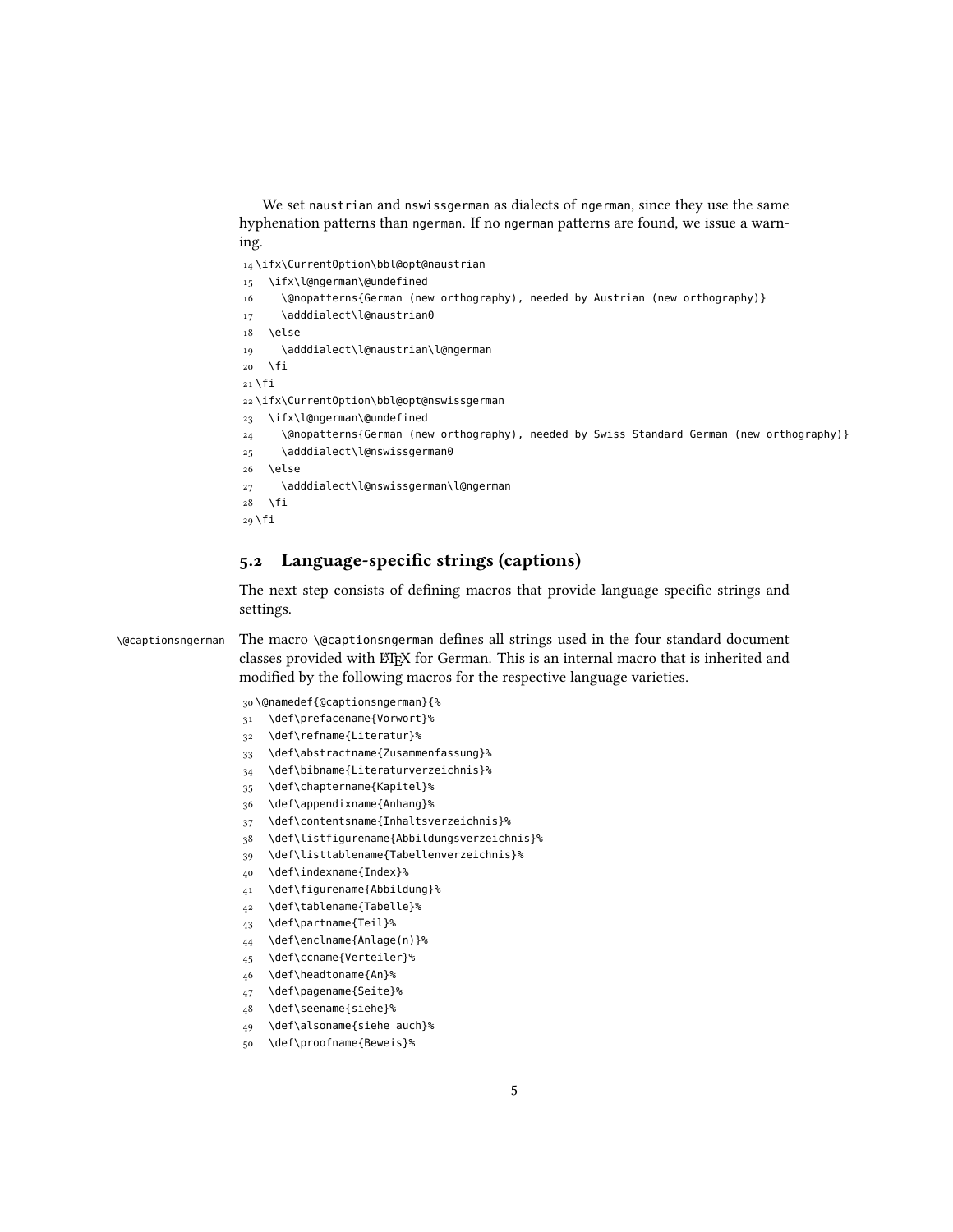We set naustrian and nswissgerman as dialects of ngerman, since they use the same hyphenation patterns than ngerman. If no ngerman patterns are found, we issue a warning.

```
14 \ifx\CurrentOption\bbl@opt@naustrian
15   \ifx\l@ngerman\@undefined
16     \@nopatterns{German (new orthography), needed by Austrian (new orthography)}
17     \adddialect\l@naustrian0
18   \else
19     \adddialect\l@naustrian\l@ngerman
20   \fi
21 \fi
22 \ifx\CurrentOption\bbl@opt@nswissgerman
23   \ifx\l@ngerman\@undefined
24     \@nopatterns{German (new orthography), needed by Swiss Standard German (new orthography)}
25     \adddialect\l@nswissgerman0
26   \else
27     \adddialect\l@nswissgerman\l@ngerman
28   \fi
29 \fi
```

## 5.2 Language-specific strings (captions)

The next step consists of defining macros that provide language specific strings and settings.

\@captionsngerman The macro \@captionsngerman defines all strings used in the four standard document classes provided with LaTeX for German. This is an internal macro that is inherited and modified by the following macros for the respective language varieties.

```
30 \@namedef{@captionsngerman}{%
31   \def\prefacename{Vorwort}%
32   \def\refname{Literatur}%
33   \def\abstractname{Zusammenfassung}%
34   \def\bibname{Literaturverzeichnis}%
35   \def\chaptername{Kapitel}%
36   \def\appendixname{Anhang}%
37   \def\contentsname{Inhaltsverzeichnis}%
38   \def\listfigurename{Abbildungsverzeichnis}%
39   \def\listtablename{Tabellenverzeichnis}%
40   \def\indexname{Index}%
41   \def\figurename{Abbildung}%
42   \def\tablename{Tabelle}%
43   \def\partname{Teil}%
44   \def\enclname{Anlage(n)}%
45   \def\ccname{Verteiler}%
46   \def\headtoname{An}%
47   \def\pagename{Seite}%
48   \def\seename{siehe}%
49   \def\alsoname{siehe auch}%
50   \def\proofname{Beweis}%
```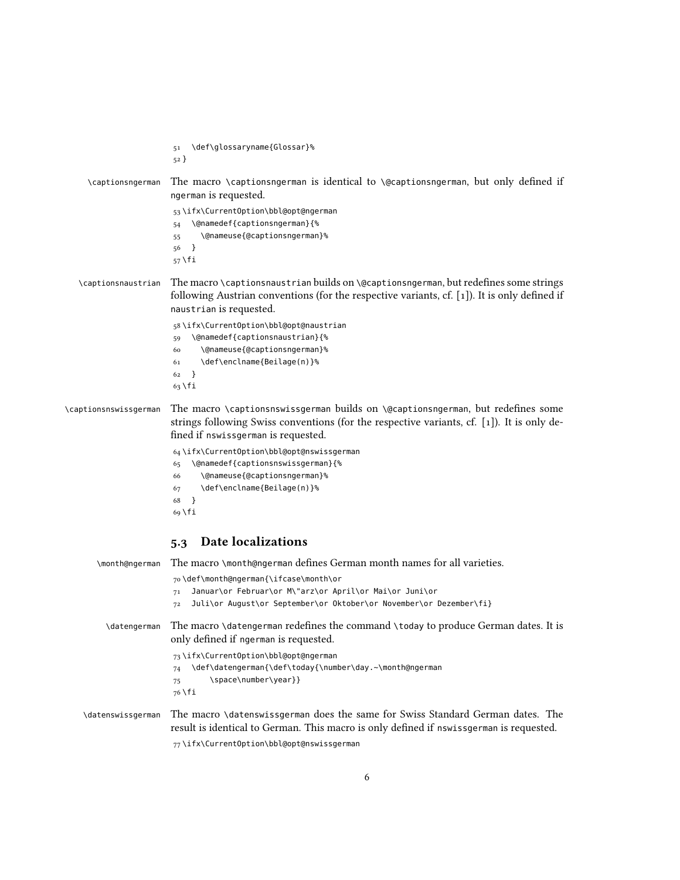```
51   \def\glossaryname{Glossar}%
52 }
```

\captionsngerman The macro `\captionsngerman` is identical to `\@captionsngerman`, but only defined if `ngerman` is requested.

```
53 \ifx\CurrentOption\bbl@opt@ngerman
54   \@namedef{captionsngerman}{%
55     \@nameuse{@captionsngerman}%
56   }
57 \fi
```

\captionsnaustrian The macro `\captionsnaustrian` builds on `\@captionsngerman`, but redefines some strings following Austrian conventions (for the respective variants, cf. [1]). It is only defined if `naustrian` is requested.

```
58 \ifx\CurrentOption\bbl@opt@naustrian
59   \@namedef{captionsnaustrian}{%
60     \@nameuse{@captionsngerman}%
61     \def\enclname{Beilage(n)}%
62   }
63 \fi
```

\captionsnswissgerman The macro `\captionsnswissgerman` builds on `\@captionsngerman`, but redefines some strings following Swiss conventions (for the respective variants, cf. [1]). It is only defined if `nswissgerman` is requested.

```
64 \ifx\CurrentOption\bbl@opt@nswissgerman
65   \@namedef{captionsnswissgerman}{%
66     \@nameuse{@captionsngerman}%
67     \def\enclname{Beilage(n)}%
68   }
69 \fi
```

## 5.3 Date localizations

\month@ngerman The macro `\month@ngerman` defines German month names for all varieties.

```
70 \def\month@ngerman{\ifcase\month\or
71   Januar\or Februar\or M\"arz\or April\or Mai\or Juni\or
72   Juli\or August\or September\or Oktober\or November\or Dezember\fi}
```

\datengerman The macro `\datengerman` redefines the command `\today` to produce German dates. It is only defined if `ngerman` is requested.

```
73 \ifx\CurrentOption\bbl@opt@ngerman
74   \def\datengerman{\def\today{\number\day.~\month@ngerman
75       \space\number\year}}
76 \fi
```

\datenswissgerman The macro `\datenswissgerman` does the same for Swiss Standard German dates. The result is identical to German. This macro is only defined if `nswissgerman` is requested.

```
77 \ifx\CurrentOption\bbl@opt@nswissgerman
```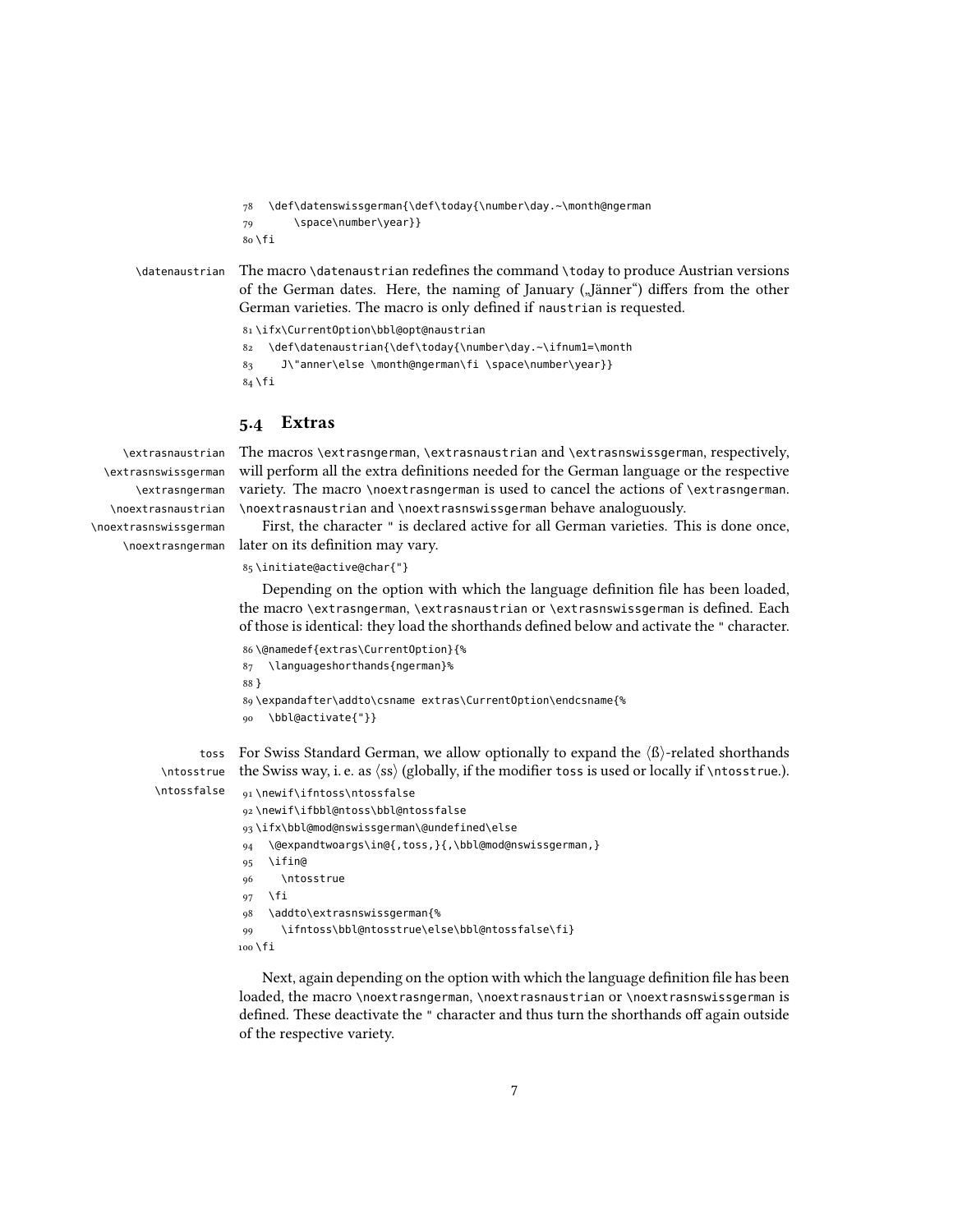```
78   \def\datenswissgerman{\def\today{\number\day.~\month@ngerman
79       \space\number\year}}
80 \fi
```

\datenaustrian The macro \datenaustrian redefines the command \today to produce Austrian versions of the German dates. Here, the naming of January („Jänner“) differs from the other German varieties. The macro is only defined if naustrian is requested.

```
81 \ifx\CurrentOption\bbl@opt@naustrian
82   \def\datenaustrian{\def\today{\number\day.~\ifnum1=\month
83     J\"anner\else \month@ngerman\fi \space\number\year}}
84 \fi
```

## 5.4 Extras

\extrasnaustrian \extrasnswissgerman \extrasngerman \noextrasnaustrian \noextrasnswissgerman \noextrasngerman

The macros \extrasngerman, \extrasnaustrian and \extrasnswissgerman, respectively, will perform all the extra definitions needed for the German language or the respective variety. The macro \noextrasngerman is used to cancel the actions of \extrasngerman. \noextrasnaustrian and \noextrasnswissgerman behave analoguously.

First, the character " is declared active for all German varieties. This is done once, later on its definition may vary.

```
85 \initiate@active@char{"}
```

Depending on the option with which the language definition file has been loaded, the macro \extrasngerman, \extrasnaustrian or \extrasnswissgerman is defined. Each of those is identical: they load the shorthands defined below and activate the " character.

```
86 \@namedef{extras\CurrentOption}{%
87   \languageshorthands{ngerman}%
88 }
89 \expandafter\addto\csname extras\CurrentOption\endcsname{%
90   \bbl@activate{"}}
```

toss \ntosstrue \ntossfalse

For Swiss Standard German, we allow optionally to expand the ⟨ß⟩-related shorthands the Swiss way, i. e. as ⟨ss⟩ (globally, if the modifier toss is used or locally if \ntosstrue.).

```
91 \newif\ifntoss\ntossfalse
92 \newif\ifbbl@ntoss\bbl@ntossfalse
93 \ifx\bbl@mod@nswissgerman\@undefined\else
94   \@expandtwoargs\in@{,toss,}{,\bbl@mod@nswissgerman,}
95   \ifin@
96     \ntosstrue
97   \fi
98   \addto\extrasnswissgerman{%
99     \ifntoss\bbl@ntosstrue\else\bbl@ntossfalse\fi}
100 \fi
```

Next, again depending on the option with which the language definition file has been loaded, the macro \noextrasngerman, \noextrasnaustrian or \noextrasnswissgerman is defined. These deactivate the " character and thus turn the shorthands off again outside of the respective variety.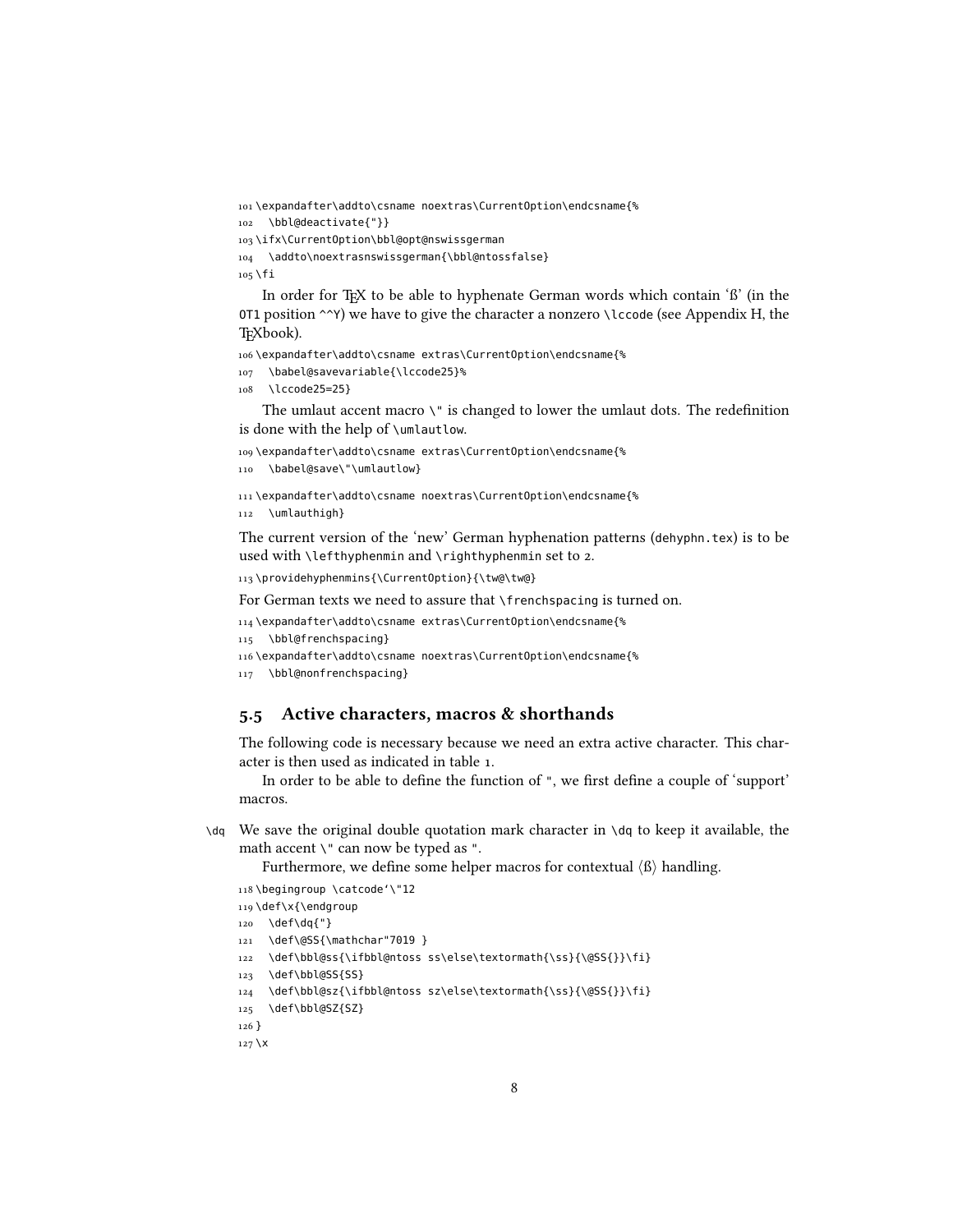```
101 \expandafter\addto\csname noextras\CurrentOption\endcsname{%
102   \bbl@deactivate{"}}
103 \ifx\CurrentOption\bbl@opt@nswissgerman
104   \addto\noextrasnswissgerman{\bbl@ntossfalse}
105 \fi
```

In order for TEX to be able to hyphenate German words which contain 'ß' (in the OT1 position ^^Y) we have to give the character a nonzero \lccode (see Appendix H, the TEXbook).

```
106 \expandafter\addto\csname extras\CurrentOption\endcsname{%
107   \babel@savevariable{\lccode25}%
108   \lccode25=25}
```

The umlaut accent macro \" is changed to lower the umlaut dots. The redefinition is done with the help of \umlautlow.

```
109 \expandafter\addto\csname extras\CurrentOption\endcsname{%
110   \babel@save\"\umlautlow}
111 \expandafter\addto\csname noextras\CurrentOption\endcsname{%
112   \umlauthigh}
```

The current version of the 'new' German hyphenation patterns (dehyphn.tex) is to be used with \lefthyphenmin and \righthyphenmin set to 2.

```
113 \providehyphenmins{\CurrentOption}{\tw@\tw@}
```

For German texts we need to assure that \frenchspacing is turned on.

```
114 \expandafter\addto\csname extras\CurrentOption\endcsname{%
115   \bbl@frenchspacing}
116 \expandafter\addto\csname noextras\CurrentOption\endcsname{%
117   \bbl@nonfrenchspacing}
```

## 5.5 Active characters, macros & shorthands

The following code is necessary because we need an extra active character. This character is then used as indicated in table 1.

In order to be able to define the function of ", we first define a couple of 'support' macros.

\dq We save the original double quotation mark character in \dq to keep it available, the math accent \" can now be typed as ".

Furthermore, we define some helper macros for contextual ⟨ß⟩ handling.

```
118 \begingroup \catcode`\"12
119 \def\x{\endgroup
120   \def\dq{"}
121   \def\@SS{\mathchar"7019 }
122   \def\bbl@ss{\ifbbl@ntoss ss\else\textormath{\ss}{\@SS{}}\fi}
123   \def\bbl@SS{SS}
124   \def\bbl@sz{\ifbbl@ntoss sz\else\textormath{\ss}{\@SS{}}\fi}
125   \def\bbl@SZ{SZ}
126 }
127 \x
```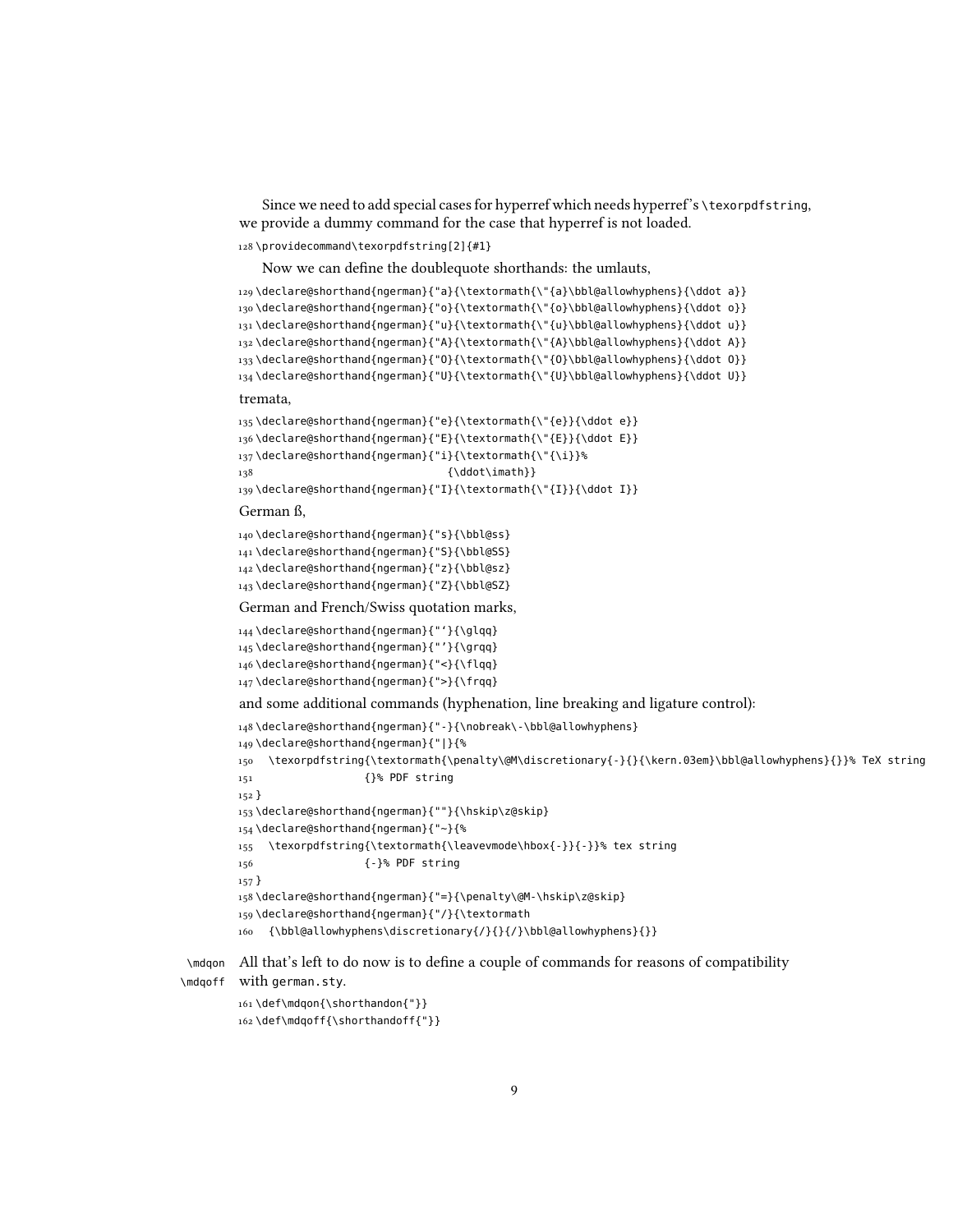Since we need to add special cases for hyperref which needs hyperref's `\texorpdfstring`, we provide a dummy command for the case that hyperref is not loaded.

```
128 \providecommand\texorpdfstring[2]{#1}
```

Now we can define the doublequote shorthands: the umlauts,

```
129 \declare@shorthand{ngerman}{"a}{\textormath{\"{a}\bbl@allowhyphens}{\ddot a}}
130 \declare@shorthand{ngerman}{"o}{\textormath{\"{o}\bbl@allowhyphens}{\ddot o}}
131 \declare@shorthand{ngerman}{"u}{\textormath{\"{u}\bbl@allowhyphens}{\ddot u}}
132 \declare@shorthand{ngerman}{"A}{\textormath{\"{A}\bbl@allowhyphens}{\ddot A}}
133 \declare@shorthand{ngerman}{"O}{\textormath{\"{O}\bbl@allowhyphens}{\ddot O}}
134 \declare@shorthand{ngerman}{"U}{\textormath{\"{U}\bbl@allowhyphens}{\ddot U}}
```

tremata,

```
135 \declare@shorthand{ngerman}{"e}{\textormath{\"{e}}{\ddot e}}
136 \declare@shorthand{ngerman}{"E}{\textormath{\"{E}}{\ddot E}}
137 \declare@shorthand{ngerman}{"i}{\textormath{\"{\i}}%
138                               {\ddot\imath}}
139 \declare@shorthand{ngerman}{"I}{\textormath{\"{I}}{\ddot I}}
```

German ß,

```
140 \declare@shorthand{ngerman}{"s}{\bbl@ss}
141 \declare@shorthand{ngerman}{"S}{\bbl@SS}
142 \declare@shorthand{ngerman}{"z}{\bbl@sz}
143 \declare@shorthand{ngerman}{"Z}{\bbl@SZ}
```

German and French/Swiss quotation marks,

```
144 \declare@shorthand{ngerman}{"`}{\glqq}
145 \declare@shorthand{ngerman}{"'}{\grqq}
146 \declare@shorthand{ngerman}{"<}{\flqq}
147 \declare@shorthand{ngerman}{">}{\frqq}
```

and some additional commands (hyphenation, line breaking and ligature control):

```
148 \declare@shorthand{ngerman}{"-}{\nobreak\-\bbl@allowhyphens}
149 \declare@shorthand{ngerman}{"|}{%
150   \texorpdfstring{\textormath{\penalty\@M\discretionary{-}{}{\kern.03em}\bbl@allowhyphens}{}}% TeX string
151                  {}% PDF string
152 }
153 \declare@shorthand{ngerman}{""}{\hskip\z@skip}
154 \declare@shorthand{ngerman}{"~}{%
155   \texorpdfstring{\textormath{\leavevmode\hbox{-}}{-}}% tex string
156                  {-}% PDF string
157 }
158 \declare@shorthand{ngerman}{"=}{\penalty\@M-\hskip\z@skip}
159 \declare@shorthand{ngerman}{"/}{\textormath
160   {\bbl@allowhyphens\discretionary{/}{}{/}\bbl@allowhyphens}{}}
```

`\mdqon` `\mdqoff` All that's left to do now is to define a couple of commands for reasons of compatibility with `german.sty`.

```
161 \def\mdqon{\shorthandon{"}}
162 \def\mdqoff{\shorthandoff{"}}
```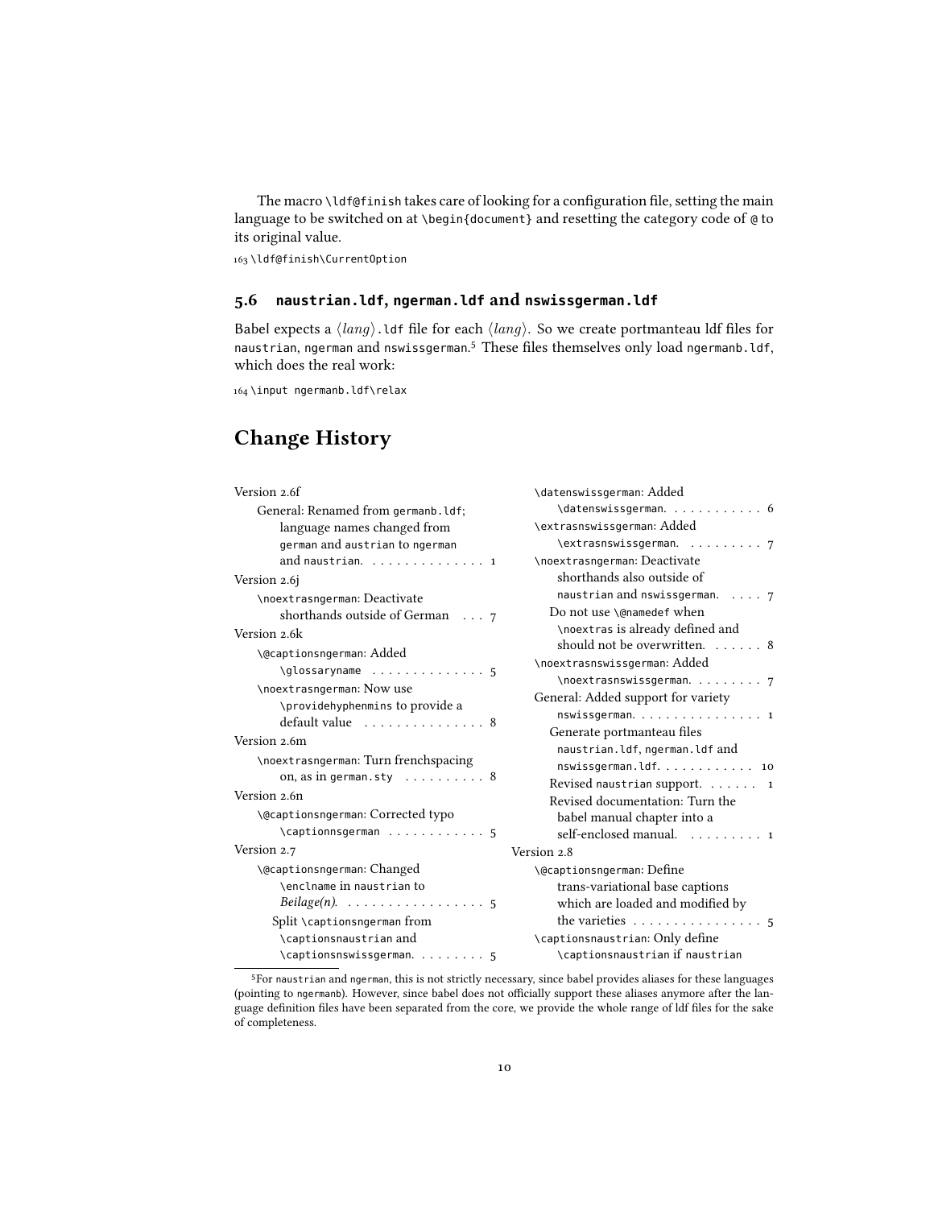The macro `\ldf@finish` takes care of looking for a configuration file, setting the main language to be switched on at `\begin{document}` and resetting the category code of `@` to its original value.

```
163 \ldf@finish\CurrentOption
```

### 5.6 naustrian.ldf, ngerman.ldf and nswissgerman.ldf

Babel expects a ⟨*lang*⟩.ldf file for each ⟨*lang*⟩. So we create portmanteau ldf files for naustrian, ngerman and nswissgerman.[5] These files themselves only load ngermanb.ldf, which does the real work:

```
164 \input ngermanb.ldf\relax
```

## Change History

Version 2.6f
- General: Renamed from germanb.ldf; language names changed from german and austrian to ngerman and naustrian. . . . 1

Version 2.6j
- \noextrasngerman: Deactivate shorthands outside of German . . . 7

Version 2.6k
- \@captionsngerman: Added \glossaryname . . . 5
- \noextrasngerman: Now use \providehyphenmins to provide a default value . . . 8

Version 2.6m
- \noextrasngerman: Turn frenchspacing on, as in german.sty . . . 8

Version 2.6n
- \@captionsngerman: Corrected typo \captionnsgerman . . . 5

Version 2.7
- \@captionsngerman: Changed \enclname in naustrian to *Beilage(n)*. . . . 5
  - Split \captionsngerman from \captionsnaustrian and \captionsnswissgerman. . . . 5
- \datensswissgerman: Added \datensswissgerman. . . . 6
- \extrasnswissgerman: Added \extrasnswissgerman. . . . 7
- \noextrasngerman: Deactivate shorthands also outside of naustrian and nswissgerman. . . . 7
  - Do not use \@namedef when \noextras is already defined and should not be overwritten. . . . 8
- \noextrasnswissgerman: Added \noextrasnswissgerman. . . . 7
- General: Added support for variety nswissgerman. . . . 1
  - Generate portmanteau files naustrian.ldf, ngerman.ldf and nswissgerman.ldf. . . . 10
  - Revised naustrian support. . . . 1
  - Revised documentation: Turn the babel manual chapter into a self-enclosed manual. . . . 1

Version 2.8
- \@captionsngerman: Define trans-variational base captions which are loaded and modified by the varieties . . . 5
- \captionsnaustrian: Only define \captionsnaustrian if naustrian

[5] For naustrian and ngerman, this is not strictly necessary, since babel provides aliases for these languages (pointing to ngermanb). However, since babel does not officially support these aliases anymore after the language definition files have been separated from the core, we provide the whole range of ldf files for the sake of completeness.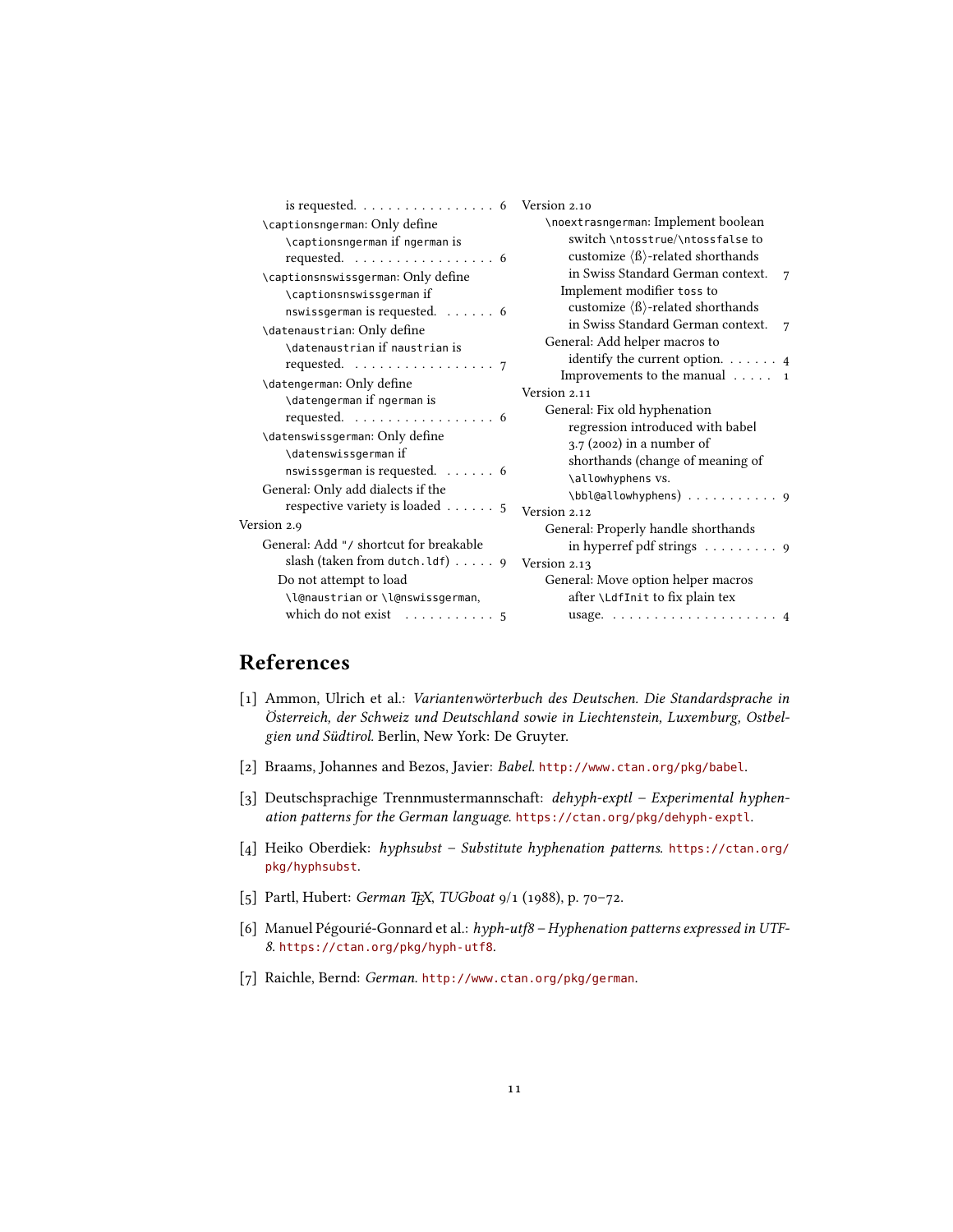is requested. . . . . . . . . . . . . . . . . 6

\captionsngerman: Only define \captionsngerman if ngerman is requested. . . . . . . . . . . . . . . . . . 6

\captionsnswissgerman: Only define \captionsnswissgerman if nswissgerman is requested. . . . . . . 6

\datenaustrian: Only define \datenaustrian if naustrian is requested. . . . . . . . . . . . . . . . . . 7

\datengerman: Only define \datengerman if ngerman is requested. . . . . . . . . . . . . . . . . . 6

\datenswissgerman: Only define \datenswissgerman if nswissgerman is requested. . . . . . . 6

General: Only add dialects if the respective variety is loaded . . . . . . 5

Version 2.9

General: Add "/ shortcut for breakable slash (taken from dutch.ldf) . . . . . 9

Do not attempt to load \l@naustrian or \l@nswissgerman, which do not exist . . . . . . . . . . . 5

Version 2.10

\noextrasngerman: Implement boolean switch \ntosstrue/\ntossfalse to customize ⟨ß⟩-related shorthands in Swiss Standard German context. 7

Implement modifier toss to customize ⟨ß⟩-related shorthands in Swiss Standard German context. 7

General: Add helper macros to identify the current option. . . . . . . 4

Improvements to the manual . . . . . 1

Version 2.11

General: Fix old hyphenation regression introduced with babel 3.7 (2002) in a number of shorthands (change of meaning of \allowhyphens vs. \bbl@allowhyphens) . . . . . . . . . . . 9

Version 2.12

General: Properly handle shorthands in hyperref pdf strings . . . . . . . . . 9

Version 2.13

General: Move option helper macros after \LdfInit to fix plain tex usage. . . . . . . . . . . . . . . . . . . . . 4

## References

[1] Ammon, Ulrich et al.: *Variantenwörterbuch des Deutschen. Die Standardsprache in Österreich, der Schweiz und Deutschland sowie in Liechtenstein, Luxemburg, Ostbelgien und Südtirol*. Berlin, New York: De Gruyter.

[2] Braams, Johannes and Bezos, Javier: *Babel*. http://www.ctan.org/pkg/babel.

[3] Deutschsprachige Trennmustermannschaft: *dehyph-exptl – Experimental hyphenation patterns for the German language*. https://ctan.org/pkg/dehyph-exptl.

[4] Heiko Oberdiek: *hyphsubst – Substitute hyphenation patterns*. https://ctan.org/pkg/hyphsubst.

[5] Partl, Hubert: *German TEX*, *TUGboat* 9/1 (1988), p. 70–72.

[6] Manuel Pégourié-Gonnard et al.: *hyph-utf8 – Hyphenation patterns expressed in UTF-8*. https://ctan.org/pkg/hyph-utf8.

[7] Raichle, Bernd: *German*. http://www.ctan.org/pkg/german.